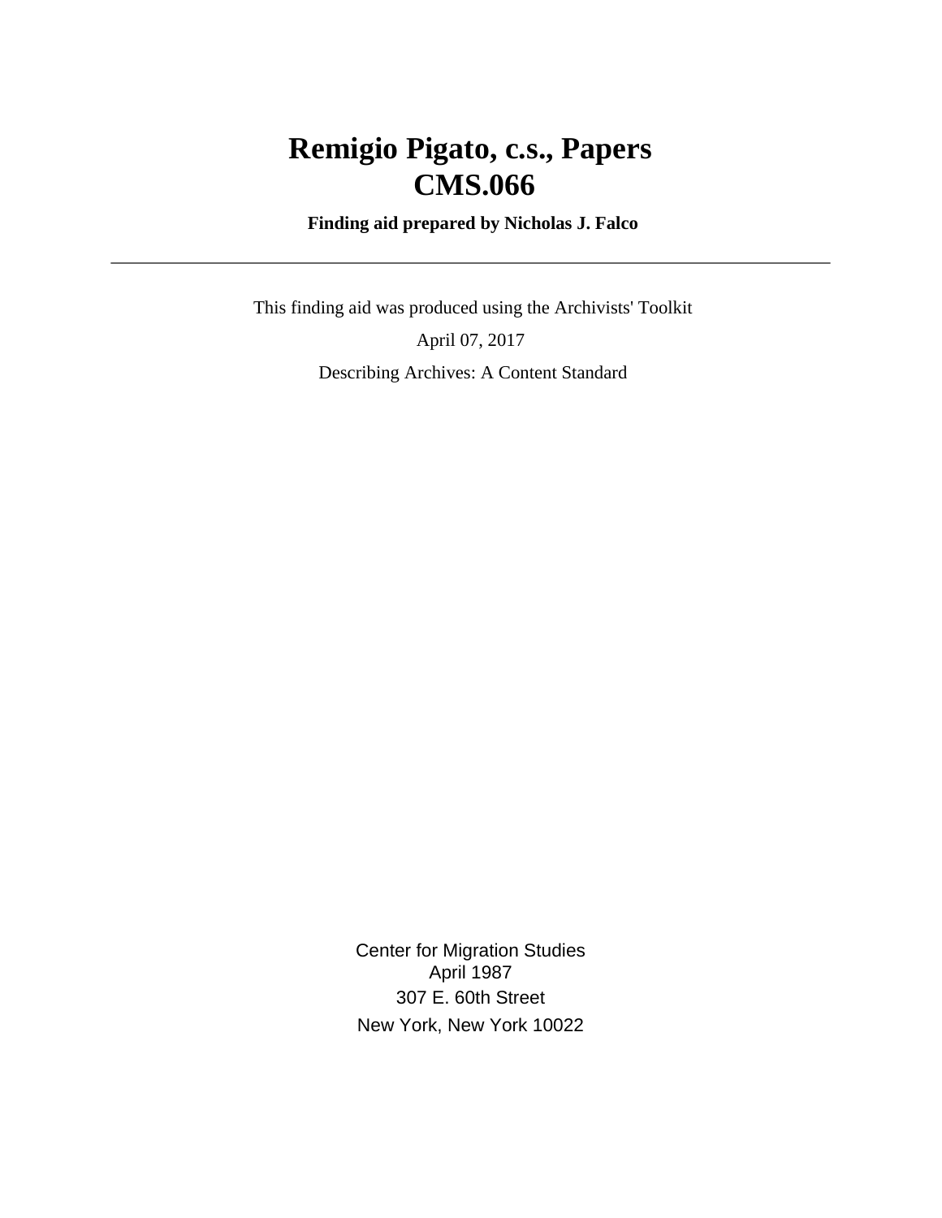# Remigio Pigato, c.s., Papers
# CMS.066

**Finding aid prepared by Nicholas J. Falco**

---

This finding aid was produced using the Archivists' Toolkit

April 07, 2017

Describing Archives: A Content Standard

Center for Migration Studies
April 1987
307 E. 60th Street
New York, New York 10022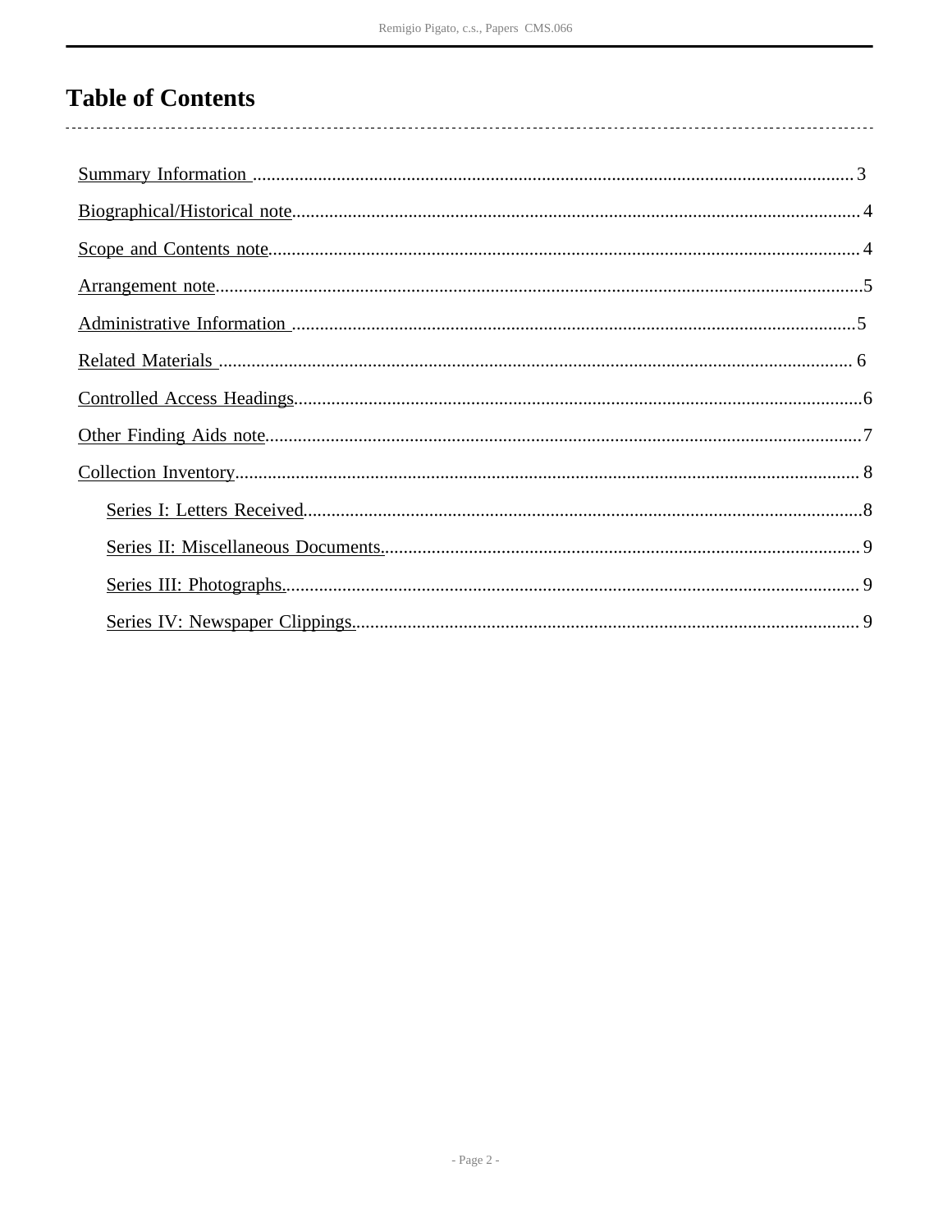# Table of Contents

- Summary Information ........................................ 3
- Biographical/Historical note ........................................ 4
- Scope and Contents note ........................................ 4
- Arrangement note ........................................ 5
- Administrative Information ........................................ 5
- Related Materials ........................................ 6
- Controlled Access Headings ........................................ 6
- Other Finding Aids note ........................................ 7
- Collection Inventory ........................................ 8
  - Series I: Letters Received ........................................ 8
  - Series II: Miscellaneous Documents. ........................................ 9
  - Series III: Photographs. ........................................ 9
  - Series IV: Newspaper Clippings. ........................................ 9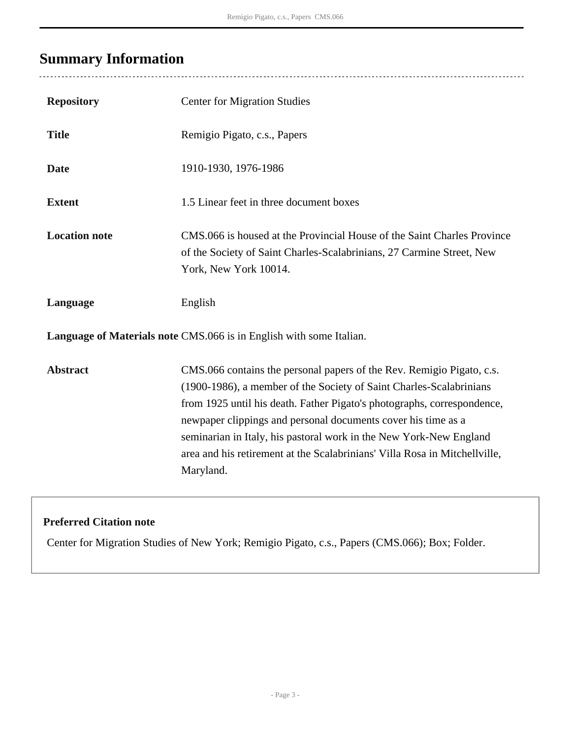## Summary Information

| | |
|---|---|
| **Repository** | Center for Migration Studies |
| **Title** | Remigio Pigato, c.s., Papers |
| **Date** | 1910-1930, 1976-1986 |
| **Extent** | 1.5 Linear feet in three document boxes |
| **Location note** | CMS.066 is housed at the Provincial House of the Saint Charles Province of the Society of Saint Charles-Scalabrinians, 27 Carmine Street, New York, New York 10014. |
| **Language** | English |
| **Language of Materials note** | CMS.066 is in English with some Italian. |
| **Abstract** | CMS.066 contains the personal papers of the Rev. Remigio Pigato, c.s. (1900-1986), a member of the Society of Saint Charles-Scalabrinians from 1925 until his death. Father Pigato's photographs, correspondence, newpaper clippings and personal documents cover his time as a seminarian in Italy, his pastoral work in the New York-New England area and his retirement at the Scalabrinians' Villa Rosa in Mitchellville, Maryland. |

**Preferred Citation note**

Center for Migration Studies of New York; Remigio Pigato, c.s., Papers (CMS.066); Box; Folder.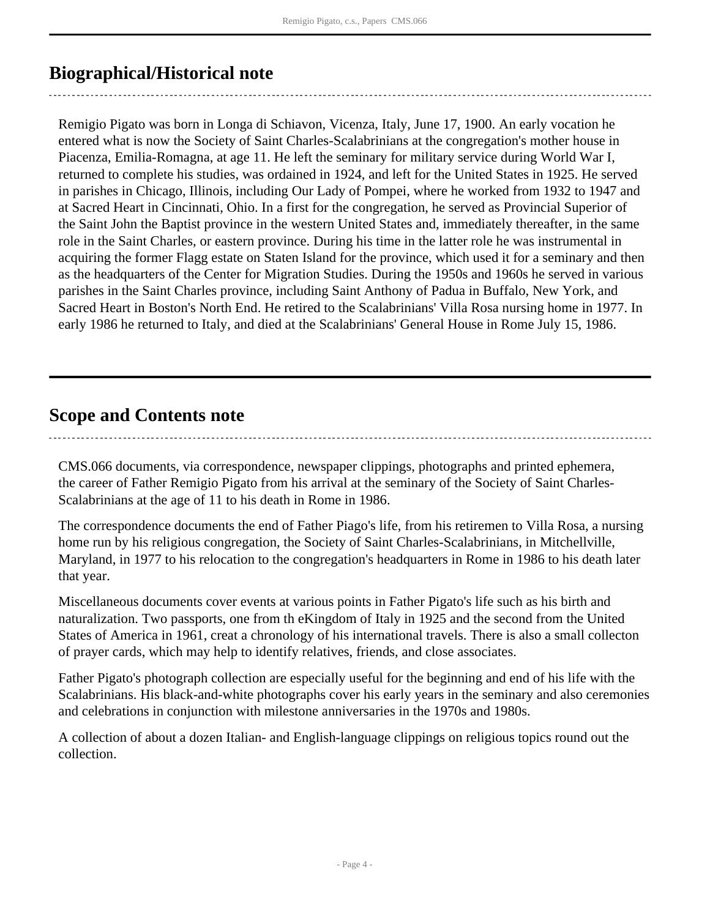## Biographical/Historical note

Remigio Pigato was born in Longa di Schiavon, Vicenza, Italy, June 17, 1900. An early vocation he entered what is now the Society of Saint Charles-Scalabrinians at the congregation's mother house in Piacenza, Emilia-Romagna, at age 11. He left the seminary for military service during World War I, returned to complete his studies, was ordained in 1924, and left for the United States in 1925. He served in parishes in Chicago, Illinois, including Our Lady of Pompei, where he worked from 1932 to 1947 and at Sacred Heart in Cincinnati, Ohio. In a first for the congregation, he served as Provincial Superior of the Saint John the Baptist province in the western United States and, immediately thereafter, in the same role in the Saint Charles, or eastern province. During his time in the latter role he was instrumental in acquiring the former Flagg estate on Staten Island for the province, which used it for a seminary and then as the headquarters of the Center for Migration Studies. During the 1950s and 1960s he served in various parishes in the Saint Charles province, including Saint Anthony of Padua in Buffalo, New York, and Sacred Heart in Boston's North End. He retired to the Scalabrinians' Villa Rosa nursing home in 1977. In early 1986 he returned to Italy, and died at the Scalabrinians' General House in Rome July 15, 1986.

## Scope and Contents note

CMS.066 documents, via correspondence, newspaper clippings, photographs and printed ephemera, the career of Father Remigio Pigato from his arrival at the seminary of the Society of Saint Charles-Scalabrinians at the age of 11 to his death in Rome in 1986.

The correspondence documents the end of Father Piago's life, from his retiremen to Villa Rosa, a nursing home run by his religious congregation, the Society of Saint Charles-Scalabrinians, in Mitchellville, Maryland, in 1977 to his relocation to the congregation's headquarters in Rome in 1986 to his death later that year.

Miscellaneous documents cover events at various points in Father Pigato's life such as his birth and naturalization. Two passports, one from th eKingdom of Italy in 1925 and the second from the United States of America in 1961, creat a chronology of his international travels. There is also a small collecton of prayer cards, which may help to identify relatives, friends, and close associates.

Father Pigato's photograph collection are especially useful for the beginning and end of his life with the Scalabrinians. His black-and-white photographs cover his early years in the seminary and also ceremonies and celebrations in conjunction with milestone anniversaries in the 1970s and 1980s.

A collection of about a dozen Italian- and English-language clippings on religious topics round out the collection.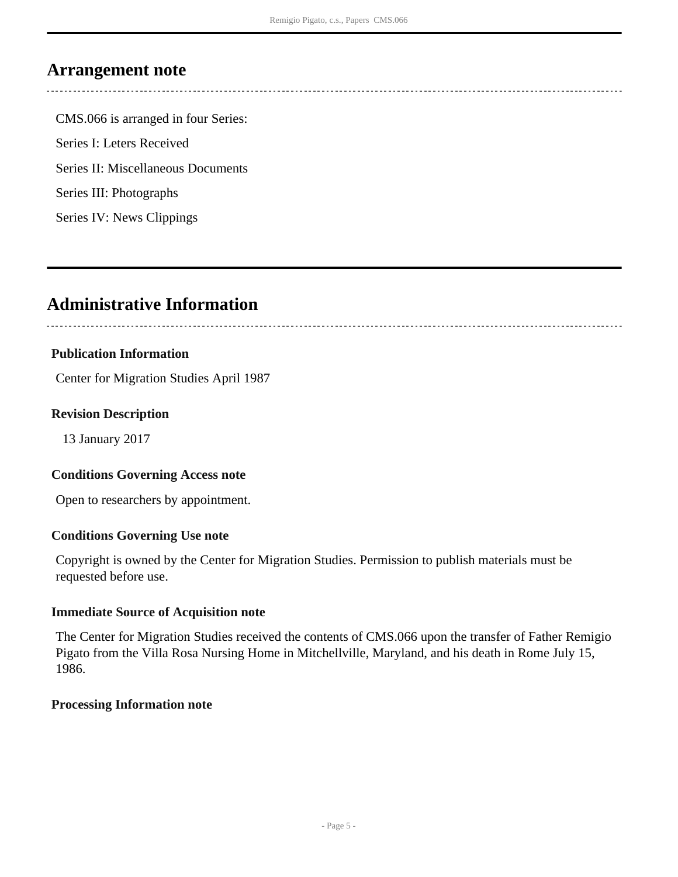## Arrangement note

CMS.066 is arranged in four Series:

Series I: Leters Received

Series II: Miscellaneous Documents

Series III: Photographs

Series IV: News Clippings

## Administrative Information

### Publication Information

Center for Migration Studies April 1987

### Revision Description

13 January 2017

### Conditions Governing Access note

Open to researchers by appointment.

### Conditions Governing Use note

Copyright is owned by the Center for Migration Studies. Permission to publish materials must be requested before use.

### Immediate Source of Acquisition note

The Center for Migration Studies received the contents of CMS.066 upon the transfer of Father Remigio Pigato from the Villa Rosa Nursing Home in Mitchellville, Maryland, and his death in Rome July 15, 1986.

### Processing Information note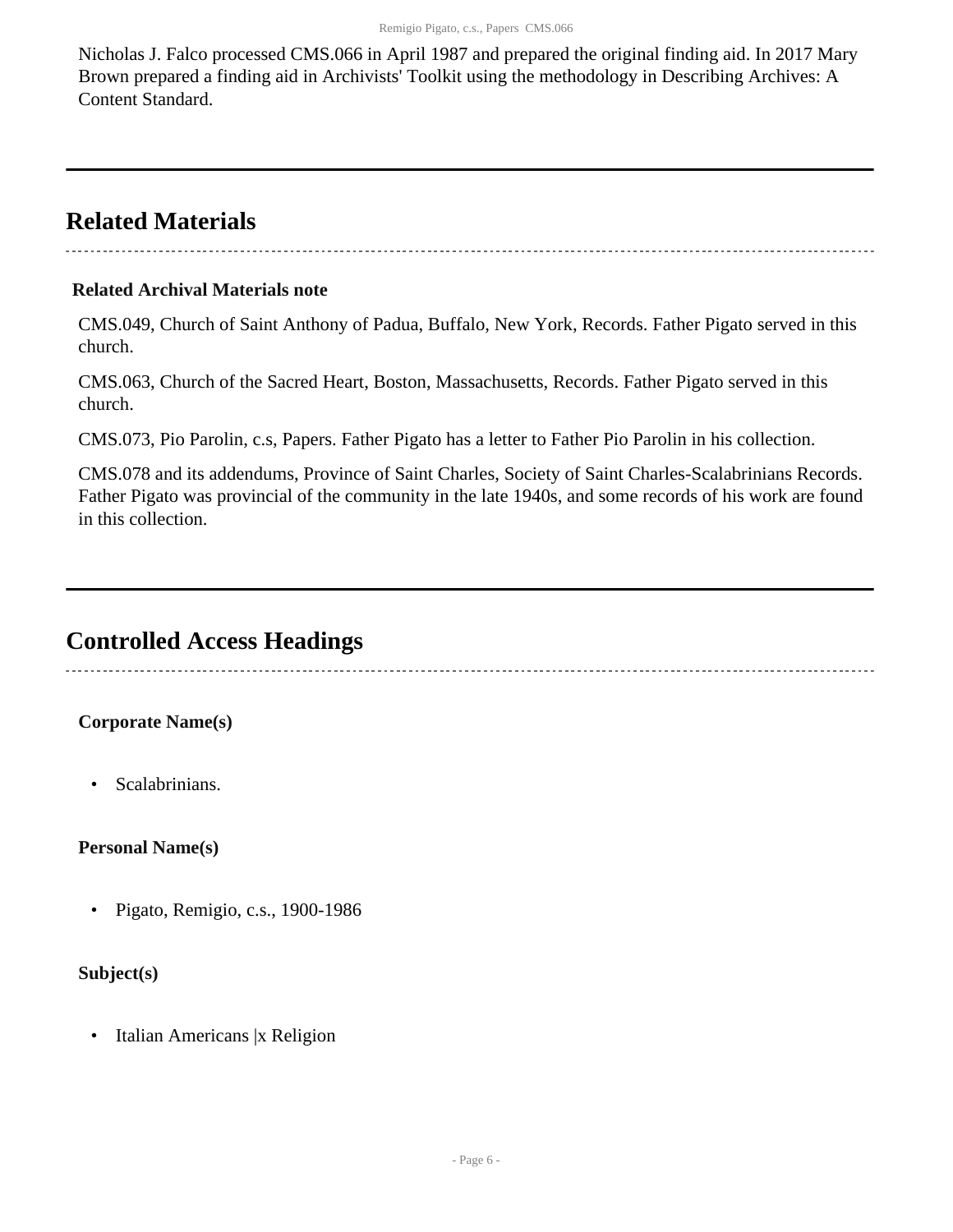Nicholas J. Falco processed CMS.066 in April 1987 and prepared the original finding aid. In 2017 Mary Brown prepared a finding aid in Archivists' Toolkit using the methodology in Describing Archives: A Content Standard.

## Related Materials

**Related Archival Materials note**

CMS.049, Church of Saint Anthony of Padua, Buffalo, New York, Records. Father Pigato served in this church.

CMS.063, Church of the Sacred Heart, Boston, Massachusetts, Records. Father Pigato served in this church.

CMS.073, Pio Parolin, c.s, Papers. Father Pigato has a letter to Father Pio Parolin in his collection.

CMS.078 and its addendums, Province of Saint Charles, Society of Saint Charles-Scalabrinians Records. Father Pigato was provincial of the community in the late 1940s, and some records of his work are found in this collection.

## Controlled Access Headings

**Corporate Name(s)**

- Scalabrinians.

**Personal Name(s)**

- Pigato, Remigio, c.s., 1900-1986

**Subject(s)**

- Italian Americans |x Religion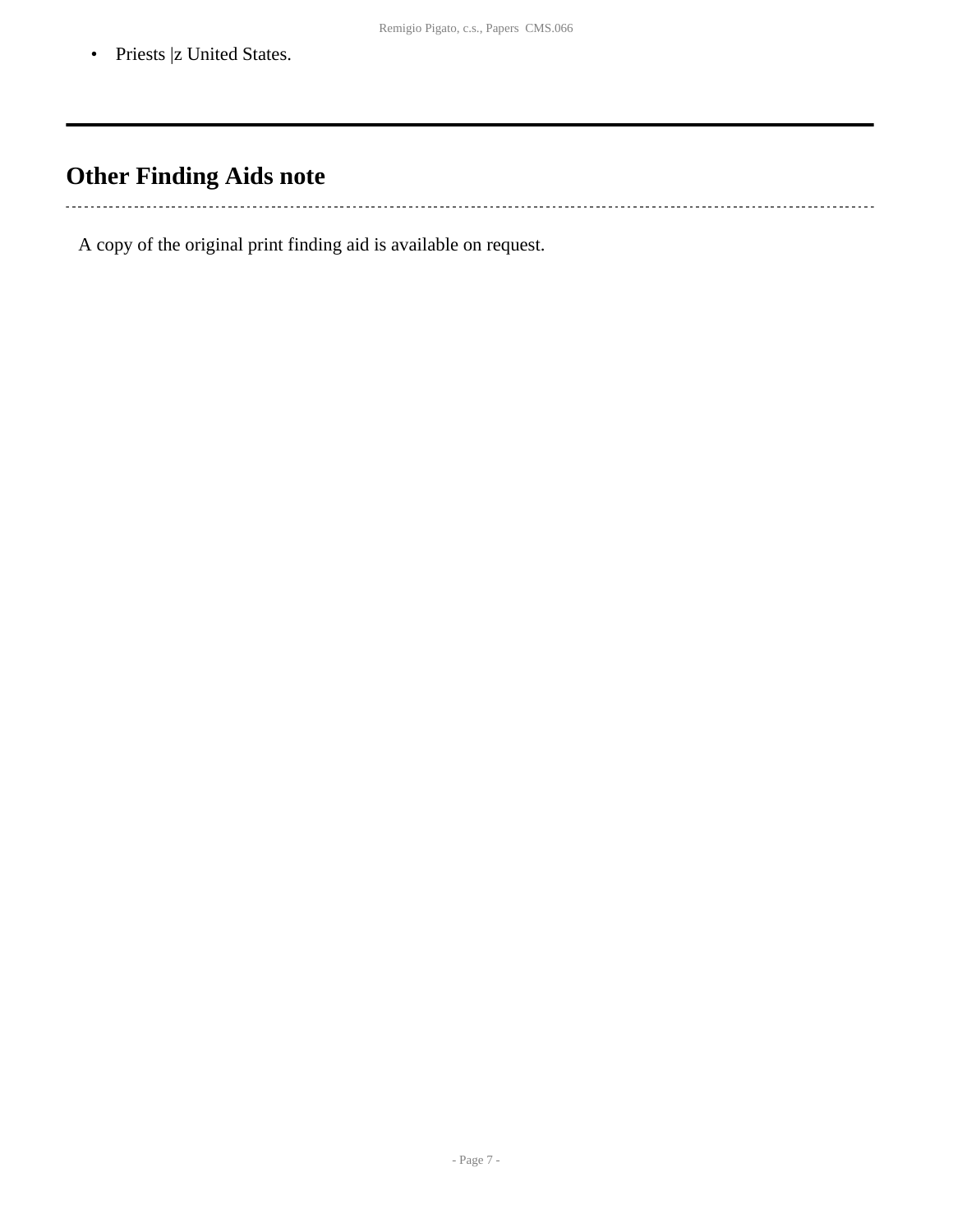- Priests |z United States.

## Other Finding Aids note

A copy of the original print finding aid is available on request.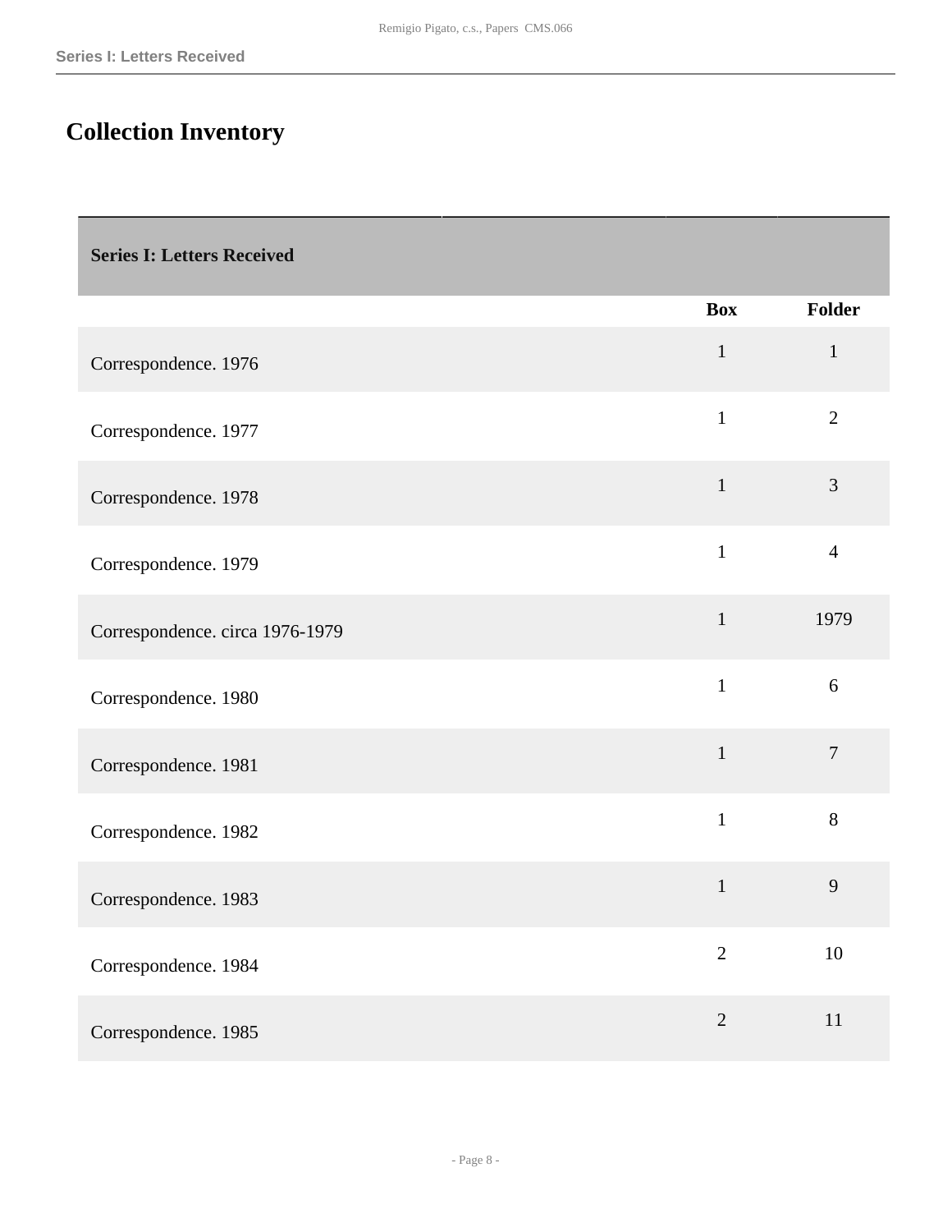# Collection Inventory

| Series I: Letters Received | Box | Folder |
|---|---|---|
| Correspondence. 1976 | 1 | 1 |
| Correspondence. 1977 | 1 | 2 |
| Correspondence. 1978 | 1 | 3 |
| Correspondence. 1979 | 1 | 4 |
| Correspondence. circa 1976-1979 | 1 | 1979 |
| Correspondence. 1980 | 1 | 6 |
| Correspondence. 1981 | 1 | 7 |
| Correspondence. 1982 | 1 | 8 |
| Correspondence. 1983 | 1 | 9 |
| Correspondence. 1984 | 2 | 10 |
| Correspondence. 1985 | 2 | 11 |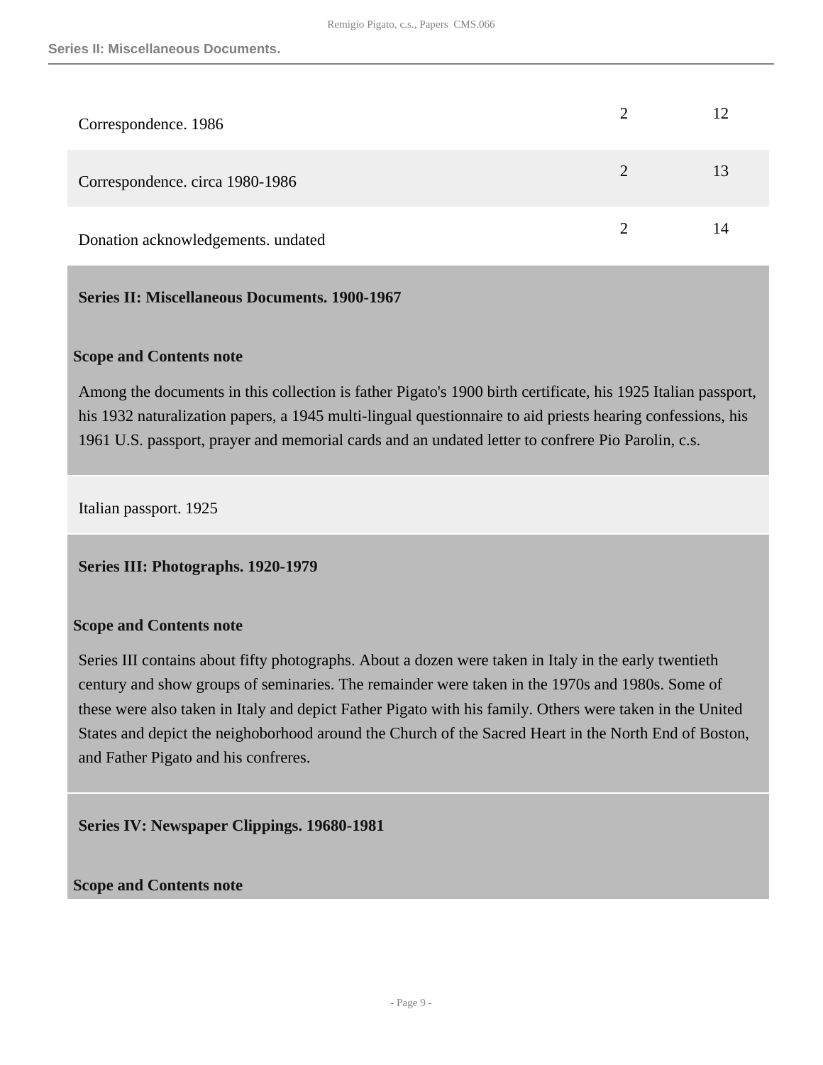| | | |
|---|---|---|
| Correspondence. 1986 | 2 | 12 |
| Correspondence. circa 1980-1986 | 2 | 13 |
| Donation acknowledgements. undated | 2 | 14 |

## Series II: Miscellaneous Documents. 1900-1967

### Scope and Contents note

Among the documents in this collection is father Pigato's 1900 birth certificate, his 1925 Italian passport, his 1932 naturalization papers, a 1945 multi-lingual questionnaire to aid priests hearing confessions, his 1961 U.S. passport, prayer and memorial cards and an undated letter to confrere Pio Parolin, c.s.

Italian passport. 1925

## Series III: Photographs. 1920-1979

### Scope and Contents note

Series III contains about fifty photographs. About a dozen were taken in Italy in the early twentieth century and show groups of seminaries. The remainder were taken in the 1970s and 1980s. Some of these were also taken in Italy and depict Father Pigato with his family. Others were taken in the United States and depict the neighoborhood around the Church of the Sacred Heart in the North End of Boston, and Father Pigato and his confreres.

## Series IV: Newspaper Clippings. 19680-1981

### Scope and Contents note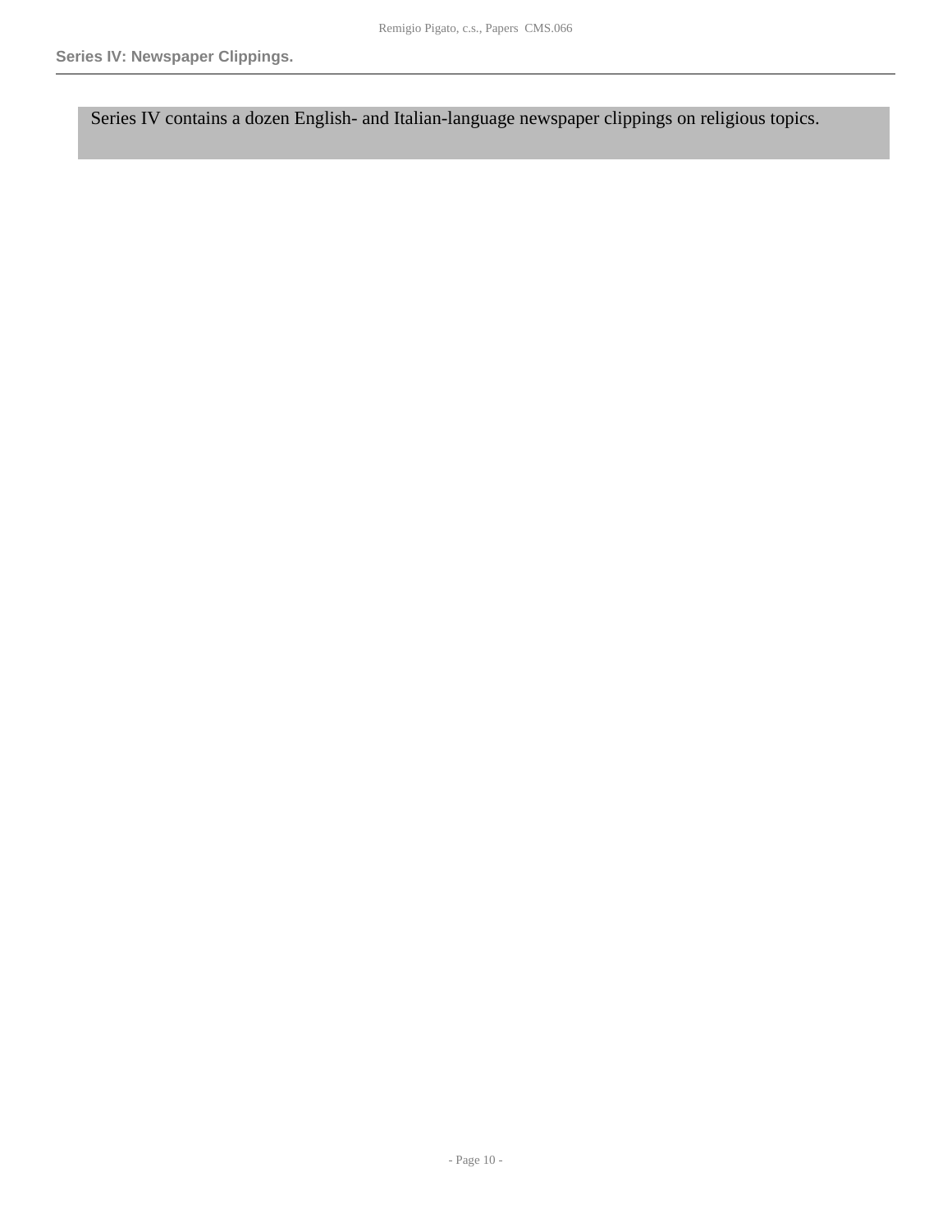## Series IV: Newspaper Clippings.

Series IV contains a dozen English- and Italian-language newspaper clippings on religious topics.